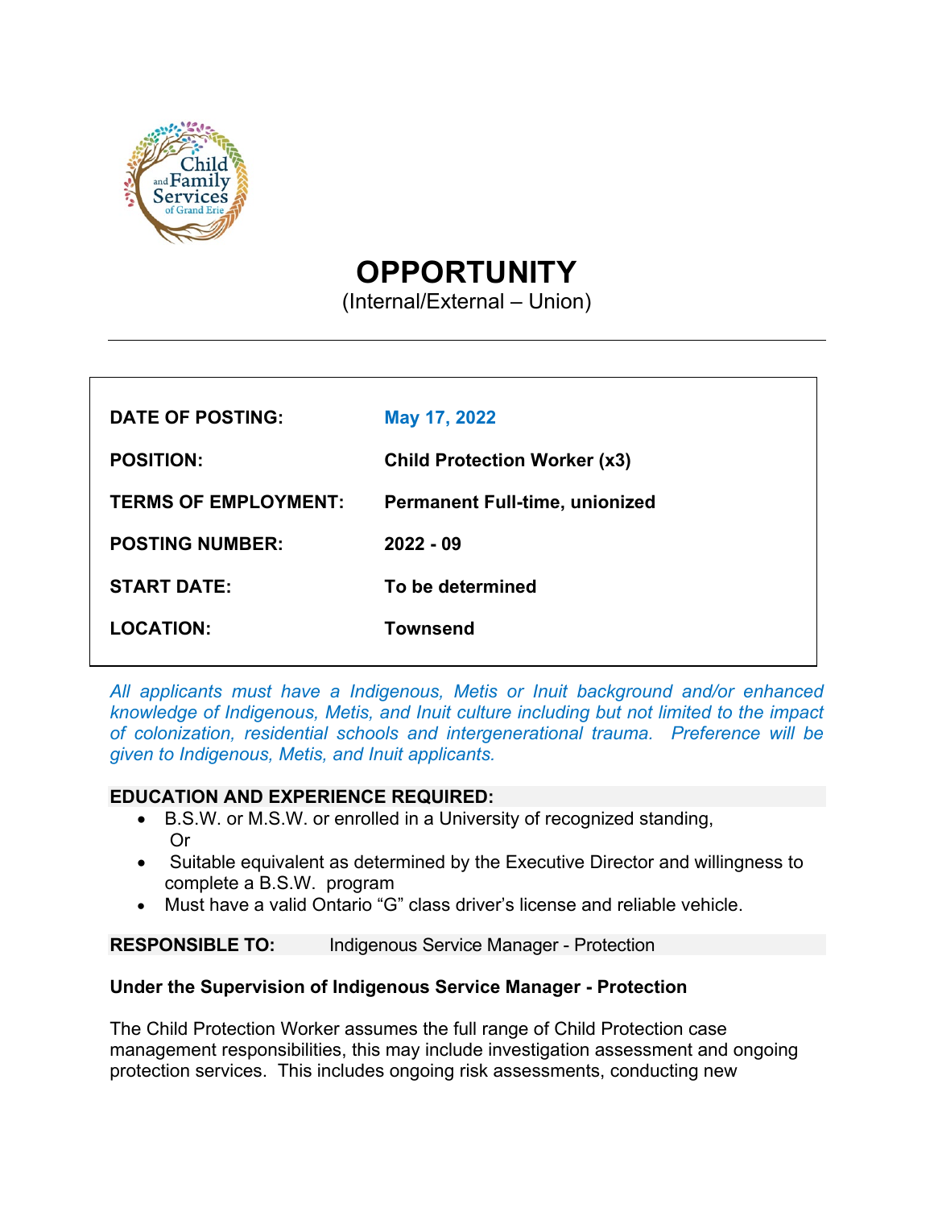# OPPORTUNITY

(Internal/External – Union)

---

| | |
|---|---|
| **DATE OF POSTING:** | **May 17, 2022** |
| **POSITION:** | **Child Protection Worker (x3)** |
| **TERMS OF EMPLOYMENT:** | **Permanent Full-time, unionized** |
| **POSTING NUMBER:** | **2022 - 09** |
| **START DATE:** | **To be determined** |
| **LOCATION:** | **Townsend** |

*All applicants must have a Indigenous, Metis or Inuit background and/or enhanced knowledge of Indigenous, Metis, and Inuit culture including but not limited to the impact of colonization, residential schools and intergenerational trauma. Preference will be given to Indigenous, Metis, and Inuit applicants.*

**EDUCATION AND EXPERIENCE REQUIRED:**

- B.S.W. or M.S.W. or enrolled in a University of recognized standing,
  Or
- Suitable equivalent as determined by the Executive Director and willingness to complete a B.S.W. program
- Must have a valid Ontario "G" class driver's license and reliable vehicle.

**RESPONSIBLE TO:** Indigenous Service Manager - Protection

**Under the Supervision of Indigenous Service Manager - Protection**

The Child Protection Worker assumes the full range of Child Protection case management responsibilities, this may include investigation assessment and ongoing protection services. This includes ongoing risk assessments, conducting new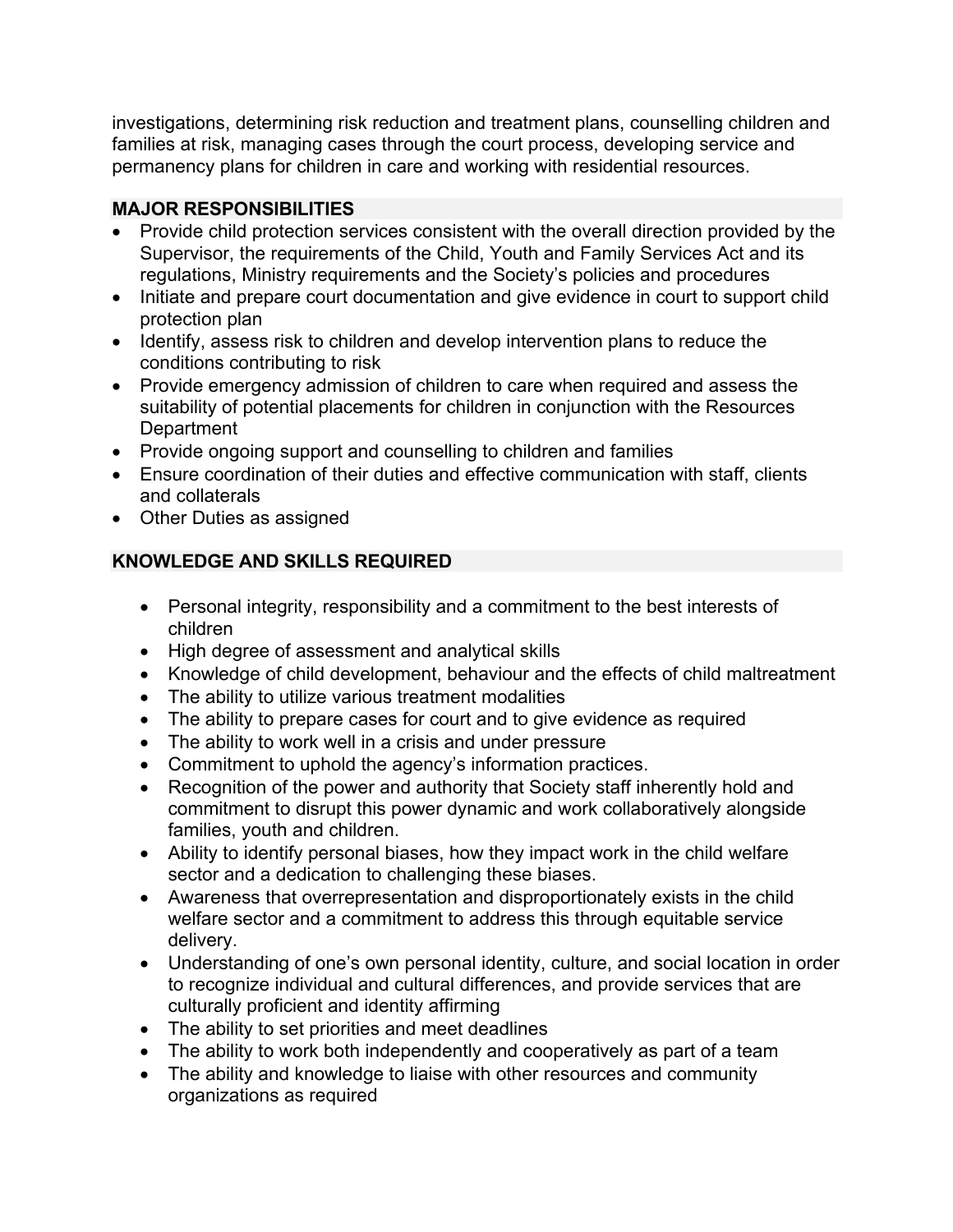investigations, determining risk reduction and treatment plans, counselling children and families at risk, managing cases through the court process, developing service and permanency plans for children in care and working with residential resources.

## MAJOR RESPONSIBILITIES

- Provide child protection services consistent with the overall direction provided by the Supervisor, the requirements of the Child, Youth and Family Services Act and its regulations, Ministry requirements and the Society's policies and procedures
- Initiate and prepare court documentation and give evidence in court to support child protection plan
- Identify, assess risk to children and develop intervention plans to reduce the conditions contributing to risk
- Provide emergency admission of children to care when required and assess the suitability of potential placements for children in conjunction with the Resources Department
- Provide ongoing support and counselling to children and families
- Ensure coordination of their duties and effective communication with staff, clients and collaterals
- Other Duties as assigned

## KNOWLEDGE AND SKILLS REQUIRED

- Personal integrity, responsibility and a commitment to the best interests of children
- High degree of assessment and analytical skills
- Knowledge of child development, behaviour and the effects of child maltreatment
- The ability to utilize various treatment modalities
- The ability to prepare cases for court and to give evidence as required
- The ability to work well in a crisis and under pressure
- Commitment to uphold the agency's information practices.
- Recognition of the power and authority that Society staff inherently hold and commitment to disrupt this power dynamic and work collaboratively alongside families, youth and children.
- Ability to identify personal biases, how they impact work in the child welfare sector and a dedication to challenging these biases.
- Awareness that overrepresentation and disproportionately exists in the child welfare sector and a commitment to address this through equitable service delivery.
- Understanding of one's own personal identity, culture, and social location in order to recognize individual and cultural differences, and provide services that are culturally proficient and identity affirming
- The ability to set priorities and meet deadlines
- The ability to work both independently and cooperatively as part of a team
- The ability and knowledge to liaise with other resources and community organizations as required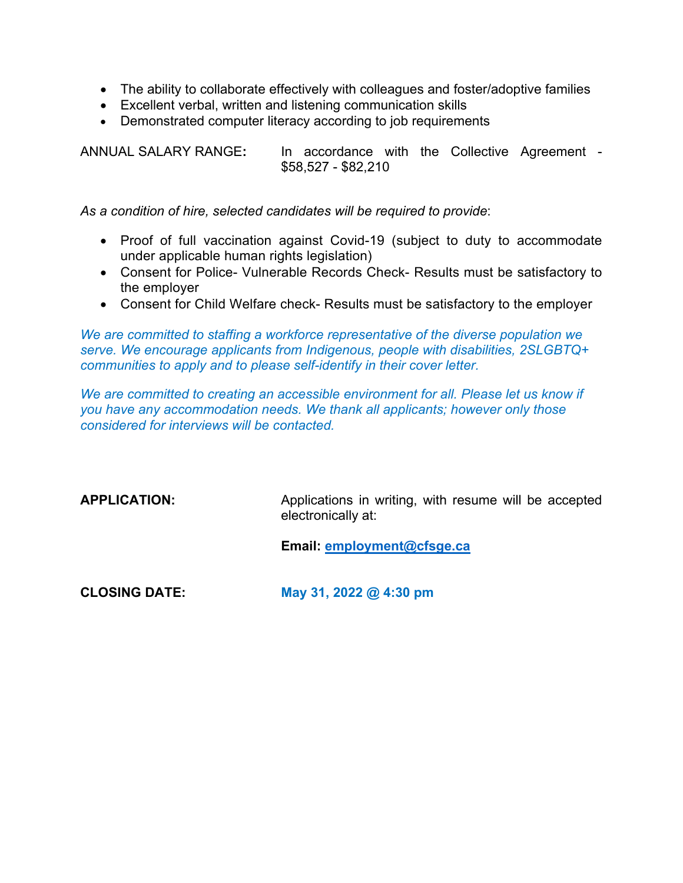- The ability to collaborate effectively with colleagues and foster/adoptive families
- Excellent verbal, written and listening communication skills
- Demonstrated computer literacy according to job requirements

ANNUAL SALARY RANGE**:** In accordance with the Collective Agreement - $58,527 - $82,210

*As a condition of hire, selected candidates will be required to provide*:

- Proof of full vaccination against Covid-19 (subject to duty to accommodate under applicable human rights legislation)
- Consent for Police- Vulnerable Records Check- Results must be satisfactory to the employer
- Consent for Child Welfare check- Results must be satisfactory to the employer

*We are committed to staffing a workforce representative of the diverse population we serve. We encourage applicants from Indigenous, people with disabilities, 2SLGBTQ+ communities to apply and to please self-identify in their cover letter.*

*We are committed to creating an accessible environment for all. Please let us know if you have any accommodation needs. We thank all applicants; however only those considered for interviews will be contacted.*

**APPLICATION:** Applications in writing, with resume will be accepted electronically at:

**Email: employment@cfsge.ca**

**CLOSING DATE:** **May 31, 2022 @ 4:30 pm**